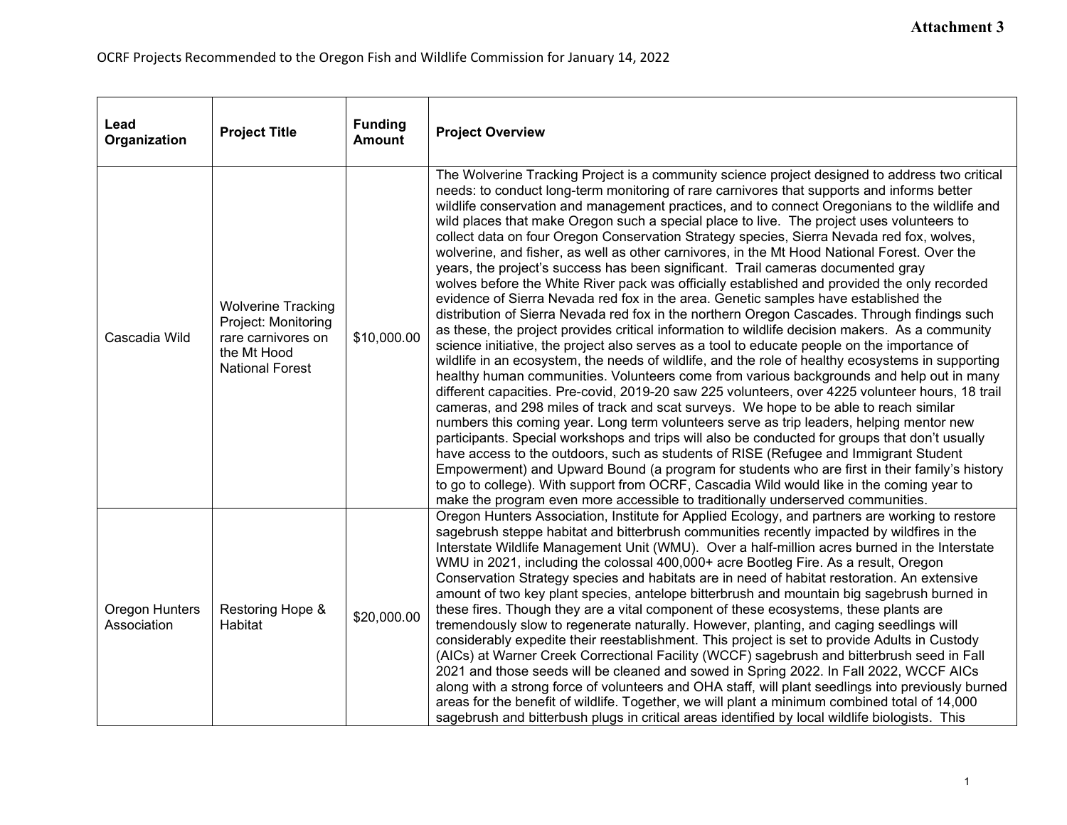**Attachment 3**

OCRF Projects Recommended to the Oregon Fish and Wildlife Commission for January 14, 2022

| Lead Organization | Project Title | Funding Amount | Project Overview |
| --- | --- | --- | --- |
| Cascadia Wild | Wolverine Tracking Project: Monitoring rare carnivores on the Mt Hood National Forest | $10,000.00 | The Wolverine Tracking Project is a community science project designed to address two critical needs: to conduct long-term monitoring of rare carnivores that supports and informs better wildlife conservation and management practices, and to connect Oregonians to the wildlife and wild places that make Oregon such a special place to live. The project uses volunteers to collect data on four Oregon Conservation Strategy species, Sierra Nevada red fox, wolves, wolverine, and fisher, as well as other carnivores, in the Mt Hood National Forest. Over the years, the project's success has been significant. Trail cameras documented gray wolves before the White River pack was officially established and provided the only recorded evidence of Sierra Nevada red fox in the area. Genetic samples have established the distribution of Sierra Nevada red fox in the northern Oregon Cascades. Through findings such as these, the project provides critical information to wildlife decision makers. As a community science initiative, the project also serves as a tool to educate people on the importance of wildlife in an ecosystem, the needs of wildlife, and the role of healthy ecosystems in supporting healthy human communities. Volunteers come from various backgrounds and help out in many different capacities. Pre-covid, 2019-20 saw 225 volunteers, over 4225 volunteer hours, 18 trail cameras, and 298 miles of track and scat surveys. We hope to be able to reach similar numbers this coming year. Long term volunteers serve as trip leaders, helping mentor new participants. Special workshops and trips will also be conducted for groups that don't usually have access to the outdoors, such as students of RISE (Refugee and Immigrant Student Empowerment) and Upward Bound (a program for students who are first in their family's history to go to college). With support from OCRF, Cascadia Wild would like in the coming year to make the program even more accessible to traditionally underserved communities. |
| Oregon Hunters Association | Restoring Hope & Habitat | $20,000.00 | Oregon Hunters Association, Institute for Applied Ecology, and partners are working to restore sagebrush steppe habitat and bitterbrush communities recently impacted by wildfires in the Interstate Wildlife Management Unit (WMU). Over a half-million acres burned in the Interstate WMU in 2021, including the colossal 400,000+ acre Bootleg Fire. As a result, Oregon Conservation Strategy species and habitats are in need of habitat restoration. An extensive amount of two key plant species, antelope bitterbrush and mountain big sagebrush burned in these fires. Though they are a vital component of these ecosystems, these plants are tremendously slow to regenerate naturally. However, planting, and caging seedlings will considerably expedite their reestablishment. This project is set to provide Adults in Custody (AICs) at Warner Creek Correctional Facility (WCCF) sagebrush and bitterbrush seed in Fall 2021 and those seeds will be cleaned and sowed in Spring 2022. In Fall 2022, WCCF AICs along with a strong force of volunteers and OHA staff, will plant seedlings into previously burned areas for the benefit of wildlife. Together, we will plant a minimum combined total of 14,000 sagebrush and bitterbush plugs in critical areas identified by local wildlife biologists. This |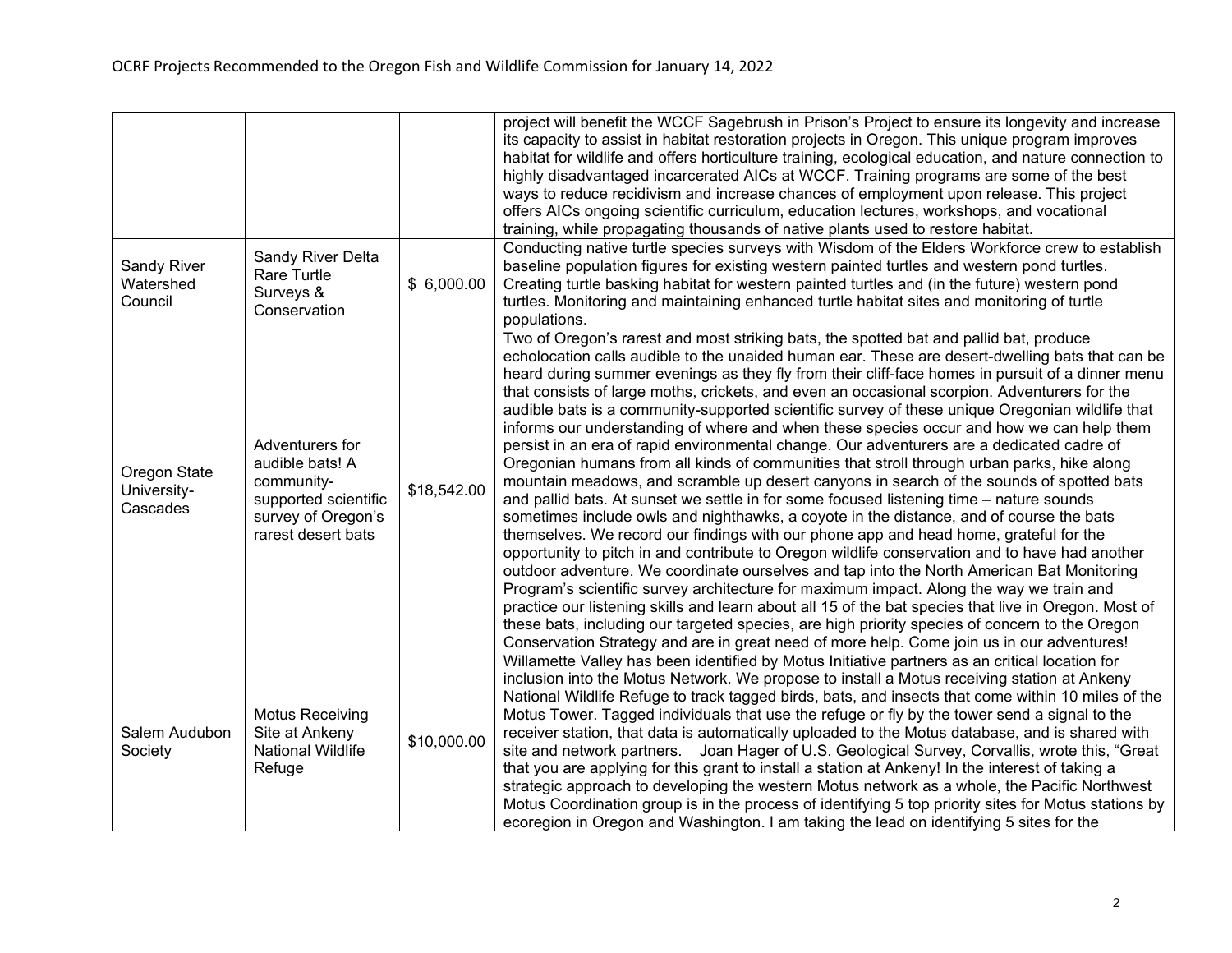| | | | |
|---|---|---|---|
| | | | project will benefit the WCCF Sagebrush in Prison's Project to ensure its longevity and increase its capacity to assist in habitat restoration projects in Oregon. This unique program improves habitat for wildlife and offers horticulture training, ecological education, and nature connection to highly disadvantaged incarcerated AICs at WCCF. Training programs are some of the best ways to reduce recidivism and increase chances of employment upon release. This project offers AICs ongoing scientific curriculum, education lectures, workshops, and vocational training, while propagating thousands of native plants used to restore habitat. |
| Sandy River Watershed Council | Sandy River Delta Rare Turtle Surveys & Conservation | $ 6,000.00 | Conducting native turtle species surveys with Wisdom of the Elders Workforce crew to establish baseline population figures for existing western painted turtles and western pond turtles. Creating turtle basking habitat for western painted turtles and (in the future) western pond turtles. Monitoring and maintaining enhanced turtle habitat sites and monitoring of turtle populations. |
| Oregon State University-Cascades | Adventurers for audible bats! A community-supported scientific survey of Oregon's rarest desert bats | $18,542.00 | Two of Oregon's rarest and most striking bats, the spotted bat and pallid bat, produce echolocation calls audible to the unaided human ear. These are desert-dwelling bats that can be heard during summer evenings as they fly from their cliff-face homes in pursuit of a dinner menu that consists of large moths, crickets, and even an occasional scorpion. Adventurers for the audible bats is a community-supported scientific survey of these unique Oregonian wildlife that informs our understanding of where and when these species occur and how we can help them persist in an era of rapid environmental change. Our adventurers are a dedicated cadre of Oregonian humans from all kinds of communities that stroll through urban parks, hike along mountain meadows, and scramble up desert canyons in search of the sounds of spotted bats and pallid bats. At sunset we settle in for some focused listening time – nature sounds sometimes include owls and nighthawks, a coyote in the distance, and of course the bats themselves. We record our findings with our phone app and head home, grateful for the opportunity to pitch in and contribute to Oregon wildlife conservation and to have had another outdoor adventure. We coordinate ourselves and tap into the North American Bat Monitoring Program's scientific survey architecture for maximum impact. Along the way we train and practice our listening skills and learn about all 15 of the bat species that live in Oregon. Most of these bats, including our targeted species, are high priority species of concern to the Oregon Conservation Strategy and are in great need of more help. Come join us in our adventures! |
| Salem Audubon Society | Motus Receiving Site at Ankeny National Wildlife Refuge | $10,000.00 | Willamette Valley has been identified by Motus Initiative partners as an critical location for inclusion into the Motus Network. We propose to install a Motus receiving station at Ankeny National Wildlife Refuge to track tagged birds, bats, and insects that come within 10 miles of the Motus Tower. Tagged individuals that use the refuge or fly by the tower send a signal to the receiver station, that data is automatically uploaded to the Motus database, and is shared with site and network partners. Joan Hager of U.S. Geological Survey, Corvallis, wrote this, "Great that you are applying for this grant to install a station at Ankeny! In the interest of taking a strategic approach to developing the western Motus network as a whole, the Pacific Northwest Motus Coordination group is in the process of identifying 5 top priority sites for Motus stations by ecoregion in Oregon and Washington. I am taking the lead on identifying 5 sites for the |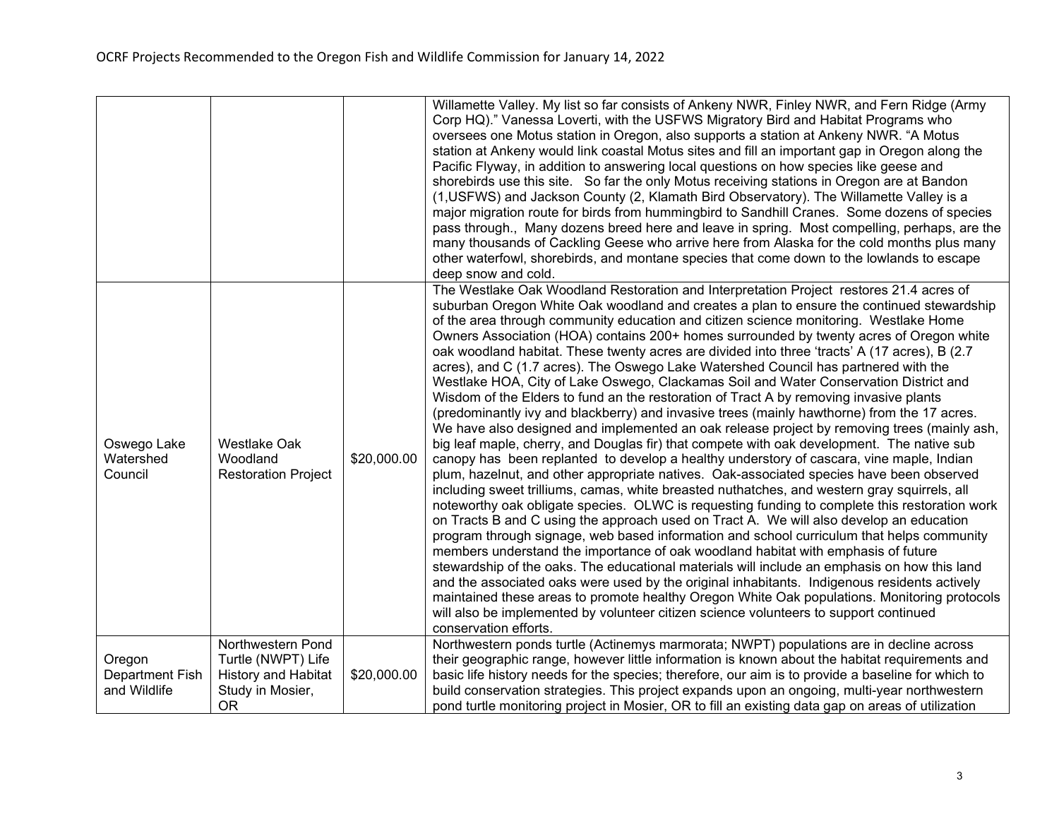| | | | |
|---|---|---|---|
| | | | Willamette Valley. My list so far consists of Ankeny NWR, Finley NWR, and Fern Ridge (Army Corp HQ)." Vanessa Loverti, with the USFWS Migratory Bird and Habitat Programs who oversees one Motus station in Oregon, also supports a station at Ankeny NWR. "A Motus station at Ankeny would link coastal Motus sites and fill an important gap in Oregon along the Pacific Flyway, in addition to answering local questions on how species like geese and shorebirds use this site. So far the only Motus receiving stations in Oregon are at Bandon (1,USFWS) and Jackson County (2, Klamath Bird Observatory). The Willamette Valley is a major migration route for birds from hummingbird to Sandhill Cranes. Some dozens of species pass through., Many dozens breed here and leave in spring. Most compelling, perhaps, are the many thousands of Cackling Geese who arrive here from Alaska for the cold months plus many other waterfowl, shorebirds, and montane species that come down to the lowlands to escape deep snow and cold. |
| Oswego Lake Watershed Council | Westlake Oak Woodland Restoration Project | $20,000.00 | The Westlake Oak Woodland Restoration and Interpretation Project restores 21.4 acres of suburban Oregon White Oak woodland and creates a plan to ensure the continued stewardship of the area through community education and citizen science monitoring. Westlake Home Owners Association (HOA) contains 200+ homes surrounded by twenty acres of Oregon white oak woodland habitat. These twenty acres are divided into three 'tracts' A (17 acres), B (2.7 acres), and C (1.7 acres). The Oswego Lake Watershed Council has partnered with the Westlake HOA, City of Lake Oswego, Clackamas Soil and Water Conservation District and Wisdom of the Elders to fund an the restoration of Tract A by removing invasive plants (predominantly ivy and blackberry) and invasive trees (mainly hawthorne) from the 17 acres. We have also designed and implemented an oak release project by removing trees (mainly ash, big leaf maple, cherry, and Douglas fir) that compete with oak development. The native sub canopy has been replanted to develop a healthy understory of cascara, vine maple, Indian plum, hazelnut, and other appropriate natives. Oak-associated species have been observed including sweet trilliums, camas, white breasted nuthatches, and western gray squirrels, all noteworthy oak obligate species. OLWC is requesting funding to complete this restoration work on Tracts B and C using the approach used on Tract A. We will also develop an education program through signage, web based information and school curriculum that helps community members understand the importance of oak woodland habitat with emphasis of future stewardship of the oaks. The educational materials will include an emphasis on how this land and the associated oaks were used by the original inhabitants. Indigenous residents actively maintained these areas to promote healthy Oregon White Oak populations. Monitoring protocols will also be implemented by volunteer citizen science volunteers to support continued conservation efforts. |
| Oregon Department Fish and Wildlife | Northwestern Pond Turtle (NWPT) Life History and Habitat Study in Mosier, OR | $20,000.00 | Northwestern ponds turtle (Actinemys marmorata; NWPT) populations are in decline across their geographic range, however little information is known about the habitat requirements and basic life history needs for the species; therefore, our aim is to provide a baseline for which to build conservation strategies. This project expands upon an ongoing, multi-year northwestern pond turtle monitoring project in Mosier, OR to fill an existing data gap on areas of utilization |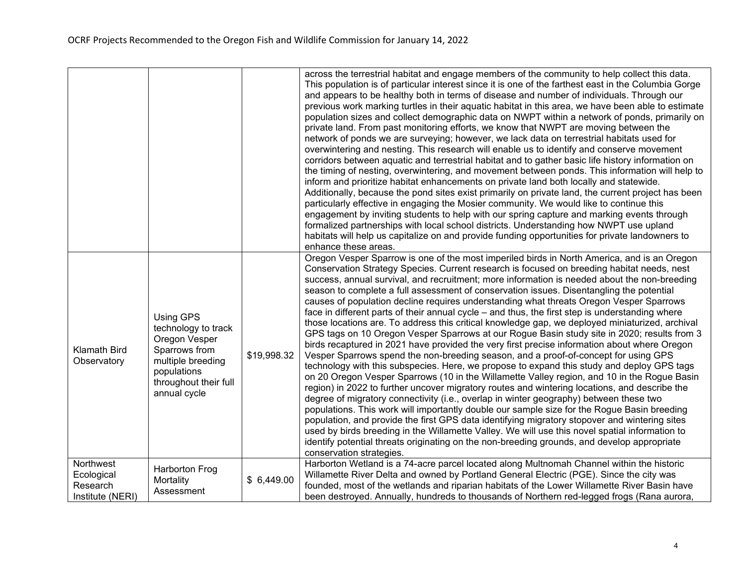| | | | |
|---|---|---|---|
| | | | across the terrestrial habitat and engage members of the community to help collect this data. This population is of particular interest since it is one of the farthest east in the Columbia Gorge and appears to be healthy both in terms of disease and number of individuals. Through our previous work marking turtles in their aquatic habitat in this area, we have been able to estimate population sizes and collect demographic data on NWPT within a network of ponds, primarily on private land. From past monitoring efforts, we know that NWPT are moving between the network of ponds we are surveying; however, we lack data on terrestrial habitats used for overwintering and nesting. This research will enable us to identify and conserve movement corridors between aquatic and terrestrial habitat and to gather basic life history information on the timing of nesting, overwintering, and movement between ponds. This information will help to inform and prioritize habitat enhancements on private land both locally and statewide. Additionally, because the pond sites exist primarily on private land, the current project has been particularly effective in engaging the Mosier community. We would like to continue this engagement by inviting students to help with our spring capture and marking events through formalized partnerships with local school districts. Understanding how NWPT use upland habitats will help us capitalize on and provide funding opportunities for private landowners to enhance these areas. |
| Klamath Bird Observatory | Using GPS technology to track Oregon Vesper Sparrows from multiple breeding populations throughout their full annual cycle | $19,998.32 | Oregon Vesper Sparrow is one of the most imperiled birds in North America, and is an Oregon Conservation Strategy Species. Current research is focused on breeding habitat needs, nest success, annual survival, and recruitment; more information is needed about the non-breeding season to complete a full assessment of conservation issues. Disentangling the potential causes of population decline requires understanding what threats Oregon Vesper Sparrows face in different parts of their annual cycle – and thus, the first step is understanding where those locations are. To address this critical knowledge gap, we deployed miniaturized, archival GPS tags on 10 Oregon Vesper Sparrows at our Rogue Basin study site in 2020; results from 3 birds recaptured in 2021 have provided the very first precise information about where Oregon Vesper Sparrows spend the non-breeding season, and a proof-of-concept for using GPS technology with this subspecies. Here, we propose to expand this study and deploy GPS tags on 20 Oregon Vesper Sparrows (10 in the Willamette Valley region, and 10 in the Rogue Basin region) in 2022 to further uncover migratory routes and wintering locations, and describe the degree of migratory connectivity (i.e., overlap in winter geography) between these two populations. This work will importantly double our sample size for the Rogue Basin breeding population, and provide the first GPS data identifying migratory stopover and wintering sites used by birds breeding in the Willamette Valley. We will use this novel spatial information to identify potential threats originating on the non-breeding grounds, and develop appropriate conservation strategies. |
| Northwest Ecological Research Institute (NERI) | Harborton Frog Mortality Assessment | $ 6,449.00 | Harborton Wetland is a 74-acre parcel located along Multnomah Channel within the historic Willamette River Delta and owned by Portland General Electric (PGE). Since the city was founded, most of the wetlands and riparian habitats of the Lower Willamette River Basin have been destroyed. Annually, hundreds to thousands of Northern red-legged frogs (Rana aurora, |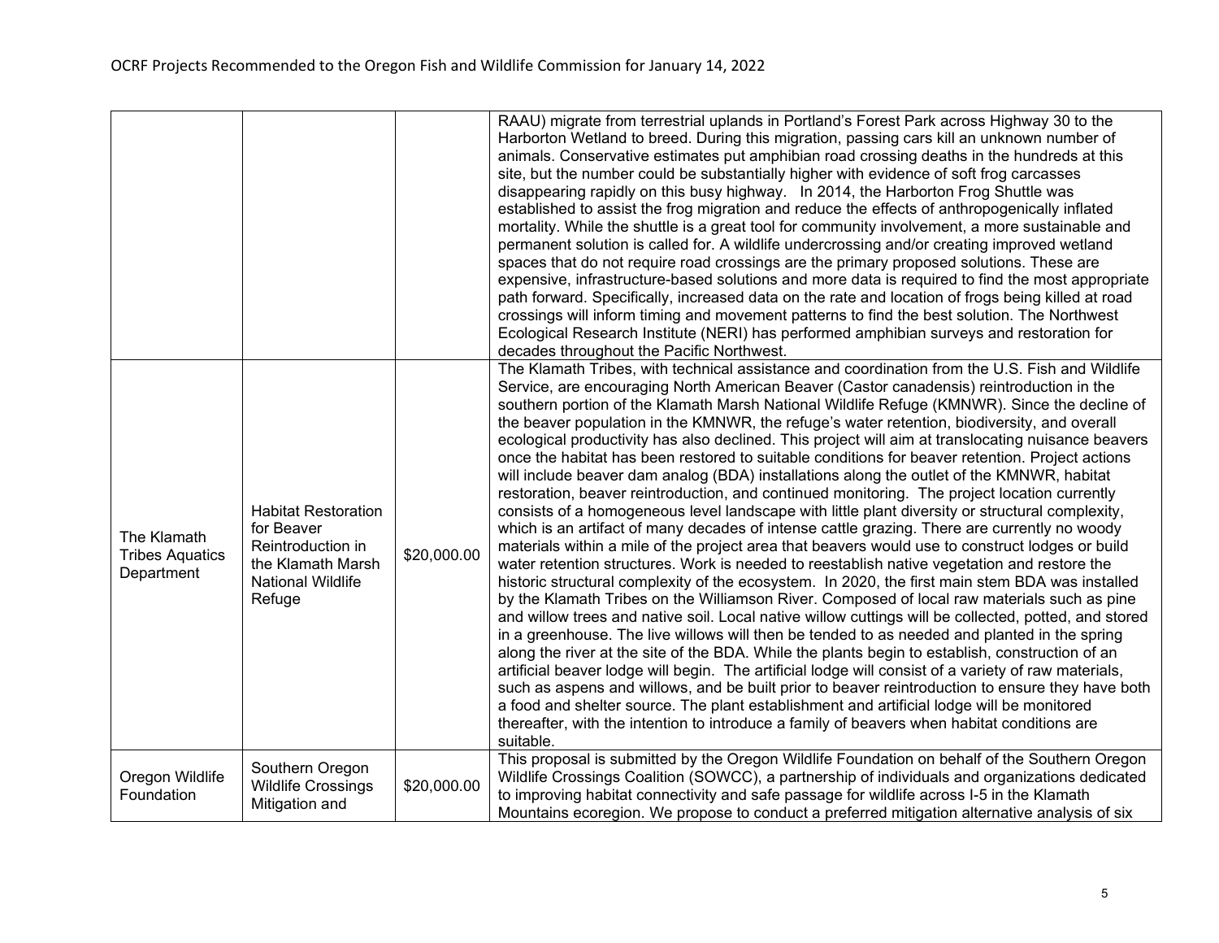| | | | |
|---|---|---|---|
| | | | RAAU) migrate from terrestrial uplands in Portland's Forest Park across Highway 30 to the Harborton Wetland to breed. During this migration, passing cars kill an unknown number of animals. Conservative estimates put amphibian road crossing deaths in the hundreds at this site, but the number could be substantially higher with evidence of soft frog carcasses disappearing rapidly on this busy highway. In 2014, the Harborton Frog Shuttle was established to assist the frog migration and reduce the effects of anthropogenically inflated mortality. While the shuttle is a great tool for community involvement, a more sustainable and permanent solution is called for. A wildlife undercrossing and/or creating improved wetland spaces that do not require road crossings are the primary proposed solutions. These are expensive, infrastructure-based solutions and more data is required to find the most appropriate path forward. Specifically, increased data on the rate and location of frogs being killed at road crossings will inform timing and movement patterns to find the best solution. The Northwest Ecological Research Institute (NERI) has performed amphibian surveys and restoration for decades throughout the Pacific Northwest. |
| The Klamath Tribes Aquatics Department | Habitat Restoration for Beaver Reintroduction in the Klamath Marsh National Wildlife Refuge | $20,000.00 | The Klamath Tribes, with technical assistance and coordination from the U.S. Fish and Wildlife Service, are encouraging North American Beaver (Castor canadensis) reintroduction in the southern portion of the Klamath Marsh National Wildlife Refuge (KMNWR). Since the decline of the beaver population in the KMNWR, the refuge's water retention, biodiversity, and overall ecological productivity has also declined. This project will aim at translocating nuisance beavers once the habitat has been restored to suitable conditions for beaver retention. Project actions will include beaver dam analog (BDA) installations along the outlet of the KMNWR, habitat restoration, beaver reintroduction, and continued monitoring. The project location currently consists of a homogeneous level landscape with little plant diversity or structural complexity, which is an artifact of many decades of intense cattle grazing. There are currently no woody materials within a mile of the project area that beavers would use to construct lodges or build water retention structures. Work is needed to reestablish native vegetation and restore the historic structural complexity of the ecosystem. In 2020, the first main stem BDA was installed by the Klamath Tribes on the Williamson River. Composed of local raw materials such as pine and willow trees and native soil. Local native willow cuttings will be collected, potted, and stored in a greenhouse. The live willows will then be tended to as needed and planted in the spring along the river at the site of the BDA. While the plants begin to establish, construction of an artificial beaver lodge will begin. The artificial lodge will consist of a variety of raw materials, such as aspens and willows, and be built prior to beaver reintroduction to ensure they have both a food and shelter source. The plant establishment and artificial lodge will be monitored thereafter, with the intention to introduce a family of beavers when habitat conditions are suitable. |
| Oregon Wildlife Foundation | Southern Oregon Wildlife Crossings Mitigation and | $20,000.00 | This proposal is submitted by the Oregon Wildlife Foundation on behalf of the Southern Oregon Wildlife Crossings Coalition (SOWCC), a partnership of individuals and organizations dedicated to improving habitat connectivity and safe passage for wildlife across I-5 in the Klamath Mountains ecoregion. We propose to conduct a preferred mitigation alternative analysis of six |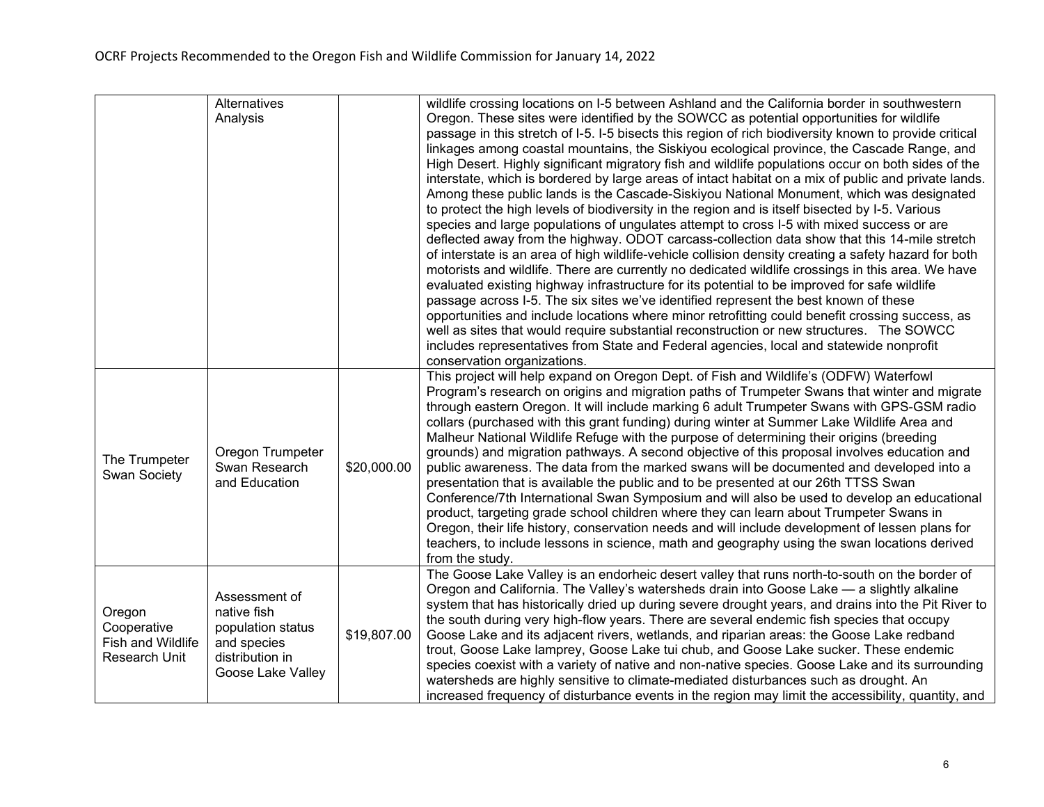| | | | |
|---|---|---|---|
| | Alternatives Analysis | | wildlife crossing locations on I-5 between Ashland and the California border in southwestern Oregon. These sites were identified by the SOWCC as potential opportunities for wildlife passage in this stretch of I-5. I-5 bisects this region of rich biodiversity known to provide critical linkages among coastal mountains, the Siskiyou ecological province, the Cascade Range, and High Desert. Highly significant migratory fish and wildlife populations occur on both sides of the interstate, which is bordered by large areas of intact habitat on a mix of public and private lands. Among these public lands is the Cascade-Siskiyou National Monument, which was designated to protect the high levels of biodiversity in the region and is itself bisected by I-5. Various species and large populations of ungulates attempt to cross I-5 with mixed success or are deflected away from the highway. ODOT carcass-collection data show that this 14-mile stretch of interstate is an area of high wildlife-vehicle collision density creating a safety hazard for both motorists and wildlife. There are currently no dedicated wildlife crossings in this area. We have evaluated existing highway infrastructure for its potential to be improved for safe wildlife passage across I-5. The six sites we've identified represent the best known of these opportunities and include locations where minor retrofitting could benefit crossing success, as well as sites that would require substantial reconstruction or new structures. The SOWCC includes representatives from State and Federal agencies, local and statewide nonprofit conservation organizations. |
| The Trumpeter Swan Society | Oregon Trumpeter Swan Research and Education | $20,000.00 | This project will help expand on Oregon Dept. of Fish and Wildlife's (ODFW) Waterfowl Program's research on origins and migration paths of Trumpeter Swans that winter and migrate through eastern Oregon. It will include marking 6 adult Trumpeter Swans with GPS-GSM radio collars (purchased with this grant funding) during winter at Summer Lake Wildlife Area and Malheur National Wildlife Refuge with the purpose of determining their origins (breeding grounds) and migration pathways. A second objective of this proposal involves education and public awareness. The data from the marked swans will be documented and developed into a presentation that is available the public and to be presented at our 26th TTSS Swan Conference/7th International Swan Symposium and will also be used to develop an educational product, targeting grade school children where they can learn about Trumpeter Swans in Oregon, their life history, conservation needs and will include development of lessen plans for teachers, to include lessons in science, math and geography using the swan locations derived from the study. |
| Oregon Cooperative Fish and Wildlife Research Unit | Assessment of native fish population status and species distribution in Goose Lake Valley | $19,807.00 | The Goose Lake Valley is an endorheic desert valley that runs north-to-south on the border of Oregon and California. The Valley's watersheds drain into Goose Lake — a slightly alkaline system that has historically dried up during severe drought years, and drains into the Pit River to the south during very high-flow years. There are several endemic fish species that occupy Goose Lake and its adjacent rivers, wetlands, and riparian areas: the Goose Lake redband trout, Goose Lake lamprey, Goose Lake tui chub, and Goose Lake sucker. These endemic species coexist with a variety of native and non-native species. Goose Lake and its surrounding watersheds are highly sensitive to climate-mediated disturbances such as drought. An increased frequency of disturbance events in the region may limit the accessibility, quantity, and |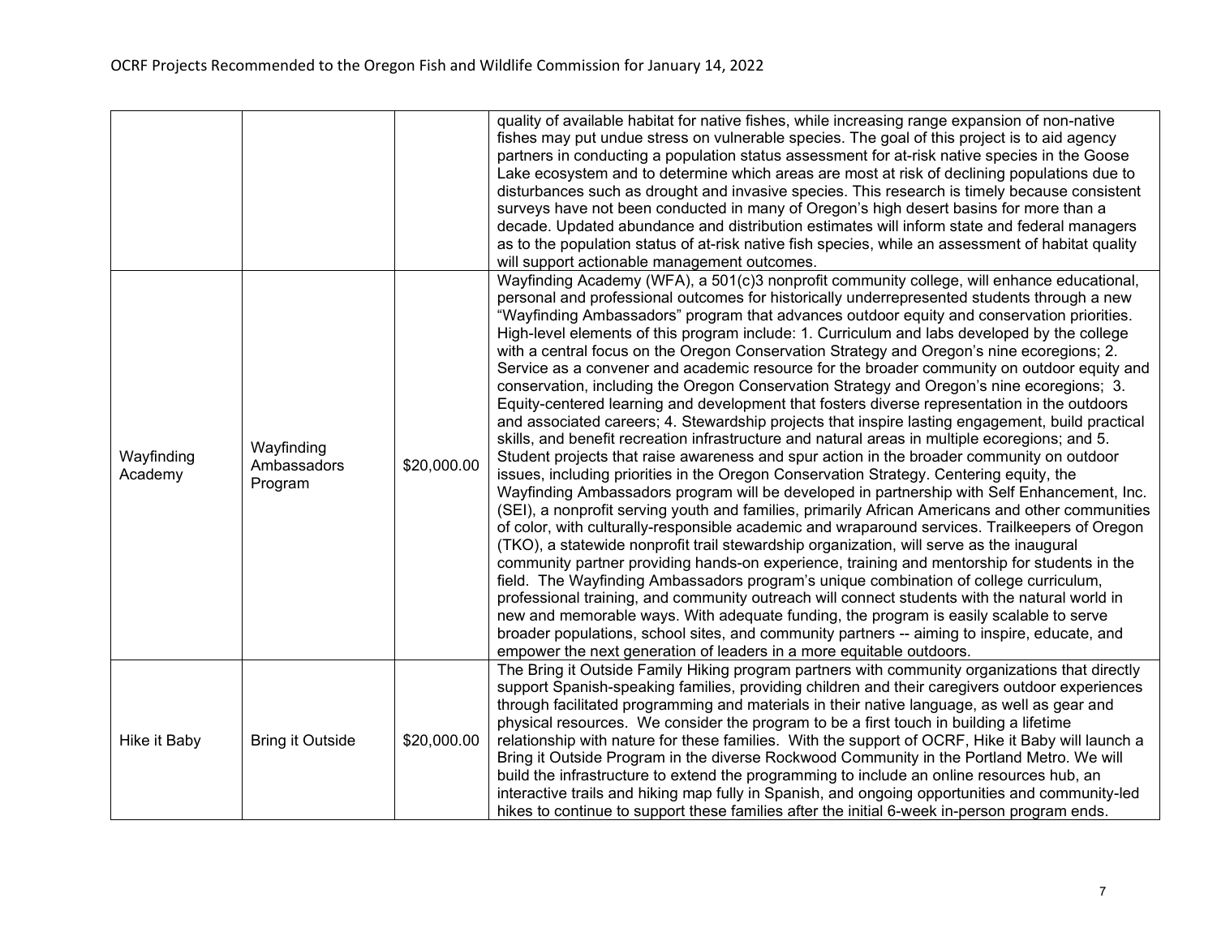|  |  |  | quality of available habitat for native fishes, while increasing range expansion of non-native fishes may put undue stress on vulnerable species. The goal of this project is to aid agency partners in conducting a population status assessment for at-risk native species in the Goose Lake ecosystem and to determine which areas are most at risk of declining populations due to disturbances such as drought and invasive species. This research is timely because consistent surveys have not been conducted in many of Oregon's high desert basins for more than a decade. Updated abundance and distribution estimates will inform state and federal managers as to the population status of at-risk native fish species, while an assessment of habitat quality will support actionable management outcomes. |
|---|---|---|---|
| Wayfinding Academy | Wayfinding Ambassadors Program | $20,000.00 | Wayfinding Academy (WFA), a 501(c)3 nonprofit community college, will enhance educational, personal and professional outcomes for historically underrepresented students through a new "Wayfinding Ambassadors" program that advances outdoor equity and conservation priorities. High-level elements of this program include: 1. Curriculum and labs developed by the college with a central focus on the Oregon Conservation Strategy and Oregon's nine ecoregions; 2. Service as a convener and academic resource for the broader community on outdoor equity and conservation, including the Oregon Conservation Strategy and Oregon's nine ecoregions; 3. Equity-centered learning and development that fosters diverse representation in the outdoors and associated careers; 4. Stewardship projects that inspire lasting engagement, build practical skills, and benefit recreation infrastructure and natural areas in multiple ecoregions; and 5. Student projects that raise awareness and spur action in the broader community on outdoor issues, including priorities in the Oregon Conservation Strategy. Centering equity, the Wayfinding Ambassadors program will be developed in partnership with Self Enhancement, Inc. (SEI), a nonprofit serving youth and families, primarily African Americans and other communities of color, with culturally-responsible academic and wraparound services. Trailkeepers of Oregon (TKO), a statewide nonprofit trail stewardship organization, will serve as the inaugural community partner providing hands-on experience, training and mentorship for students in the field. The Wayfinding Ambassadors program's unique combination of college curriculum, professional training, and community outreach will connect students with the natural world in new and memorable ways. With adequate funding, the program is easily scalable to serve broader populations, school sites, and community partners -- aiming to inspire, educate, and empower the next generation of leaders in a more equitable outdoors. |
| Hike it Baby | Bring it Outside | $20,000.00 | The Bring it Outside Family Hiking program partners with community organizations that directly support Spanish-speaking families, providing children and their caregivers outdoor experiences through facilitated programming and materials in their native language, as well as gear and physical resources. We consider the program to be a first touch in building a lifetime relationship with nature for these families. With the support of OCRF, Hike it Baby will launch a Bring it Outside Program in the diverse Rockwood Community in the Portland Metro. We will build the infrastructure to extend the programming to include an online resources hub, an interactive trails and hiking map fully in Spanish, and ongoing opportunities and community-led hikes to continue to support these families after the initial 6-week in-person program ends. |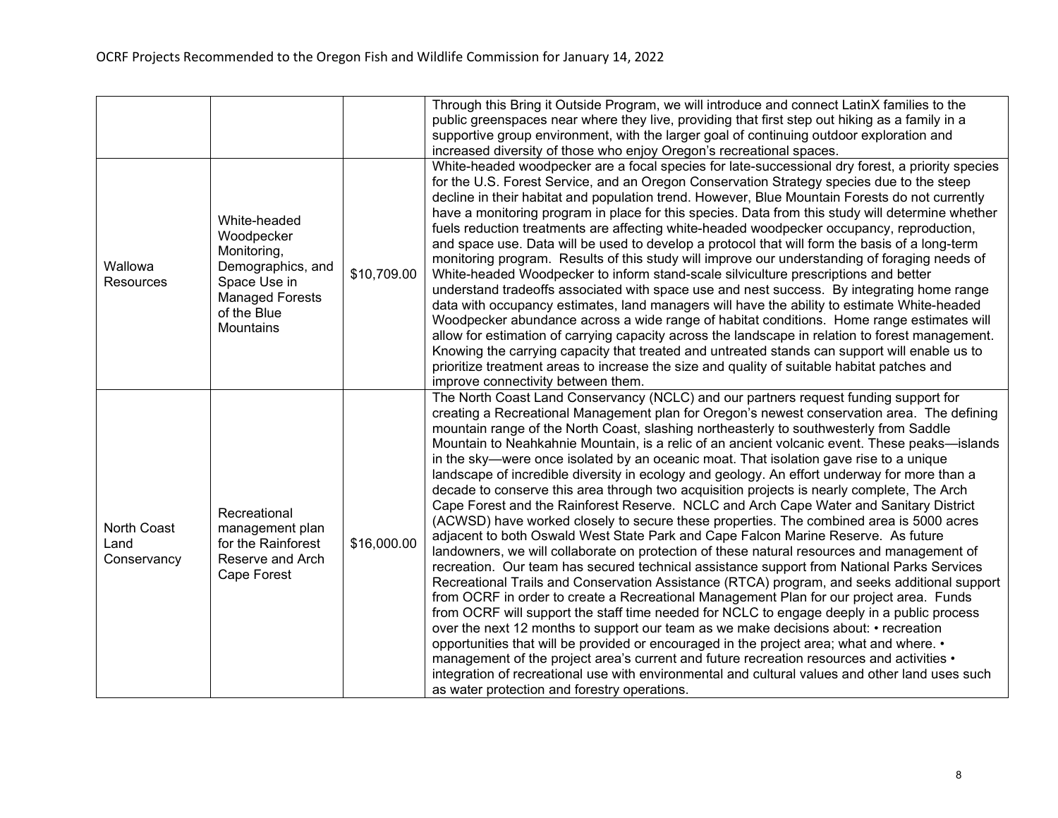| | | | |
|---|---|---|---|
| | | | Through this Bring it Outside Program, we will introduce and connect LatinX families to the public greenspaces near where they live, providing that first step out hiking as a family in a supportive group environment, with the larger goal of continuing outdoor exploration and increased diversity of those who enjoy Oregon's recreational spaces. |
| Wallowa Resources | White-headed Woodpecker Monitoring, Demographics, and Space Use in Managed Forests of the Blue Mountains | \$10,709.00 | White-headed woodpecker are a focal species for late-successional dry forest, a priority species for the U.S. Forest Service, and an Oregon Conservation Strategy species due to the steep decline in their habitat and population trend. However, Blue Mountain Forests do not currently have a monitoring program in place for this species. Data from this study will determine whether fuels reduction treatments are affecting white-headed woodpecker occupancy, reproduction, and space use. Data will be used to develop a protocol that will form the basis of a long-term monitoring program. Results of this study will improve our understanding of foraging needs of White-headed Woodpecker to inform stand-scale silviculture prescriptions and better understand tradeoffs associated with space use and nest success. By integrating home range data with occupancy estimates, land managers will have the ability to estimate White-headed Woodpecker abundance across a wide range of habitat conditions. Home range estimates will allow for estimation of carrying capacity across the landscape in relation to forest management. Knowing the carrying capacity that treated and untreated stands can support will enable us to prioritize treatment areas to increase the size and quality of suitable habitat patches and improve connectivity between them. |
| North Coast Land Conservancy | Recreational management plan for the Rainforest Reserve and Arch Cape Forest | \$16,000.00 | The North Coast Land Conservancy (NCLC) and our partners request funding support for creating a Recreational Management plan for Oregon's newest conservation area. The defining mountain range of the North Coast, slashing northeasterly to southwesterly from Saddle Mountain to Neahkahnie Mountain, is a relic of an ancient volcanic event. These peaks—islands in the sky—were once isolated by an oceanic moat. That isolation gave rise to a unique landscape of incredible diversity in ecology and geology. An effort underway for more than a decade to conserve this area through two acquisition projects is nearly complete, The Arch Cape Forest and the Rainforest Reserve. NCLC and Arch Cape Water and Sanitary District (ACWSD) have worked closely to secure these properties. The combined area is 5000 acres adjacent to both Oswald West State Park and Cape Falcon Marine Reserve. As future landowners, we will collaborate on protection of these natural resources and management of recreation. Our team has secured technical assistance support from National Parks Services Recreational Trails and Conservation Assistance (RTCA) program, and seeks additional support from OCRF in order to create a Recreational Management Plan for our project area. Funds from OCRF will support the staff time needed for NCLC to engage deeply in a public process over the next 12 months to support our team as we make decisions about: • recreation opportunities that will be provided or encouraged in the project area; what and where. • management of the project area's current and future recreation resources and activities • integration of recreational use with environmental and cultural values and other land uses such as water protection and forestry operations. |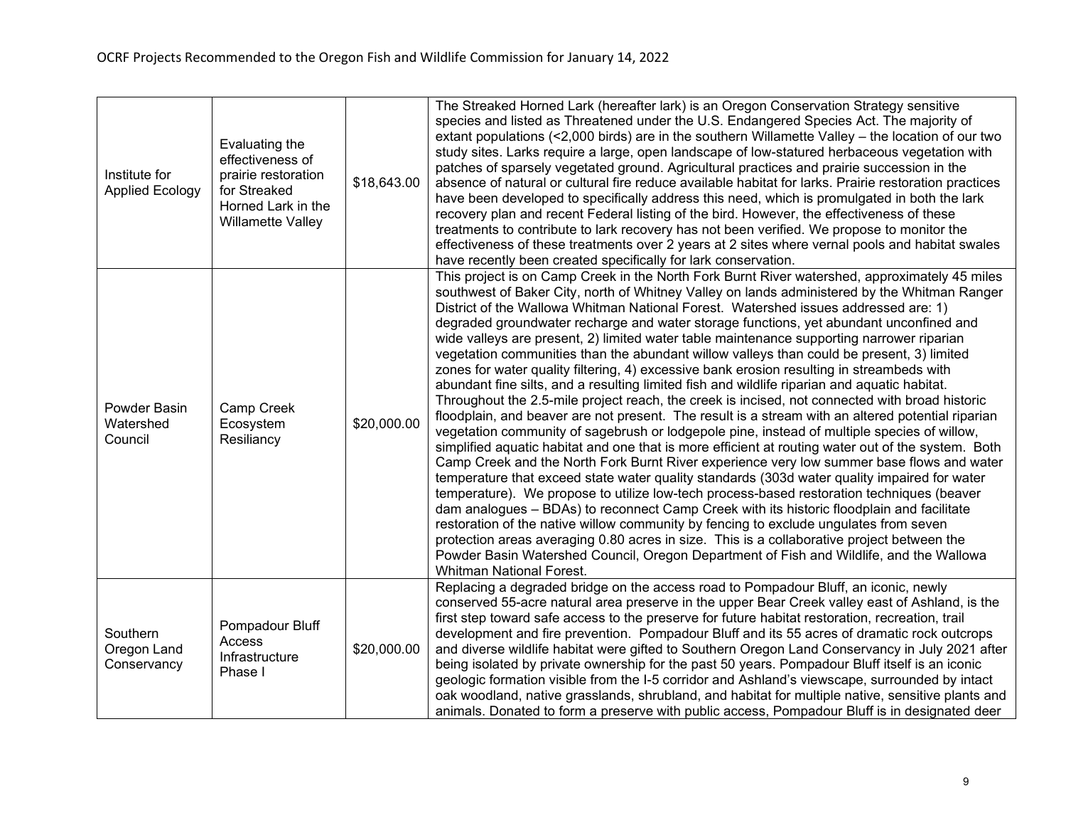| | | | |
|---|---|---|---|
| Institute for Applied Ecology | Evaluating the effectiveness of prairie restoration for Streaked Horned Lark in the Willamette Valley | $18,643.00 | The Streaked Horned Lark (hereafter lark) is an Oregon Conservation Strategy sensitive species and listed as Threatened under the U.S. Endangered Species Act. The majority of extant populations (<2,000 birds) are in the southern Willamette Valley – the location of our two study sites. Larks require a large, open landscape of low-statured herbaceous vegetation with patches of sparsely vegetated ground. Agricultural practices and prairie succession in the absence of natural or cultural fire reduce available habitat for larks. Prairie restoration practices have been developed to specifically address this need, which is promulgated in both the lark recovery plan and recent Federal listing of the bird. However, the effectiveness of these treatments to contribute to lark recovery has not been verified. We propose to monitor the effectiveness of these treatments over 2 years at 2 sites where vernal pools and habitat swales have recently been created specifically for lark conservation. |
| Powder Basin Watershed Council | Camp Creek Ecosystem Resiliancy | $20,000.00 | This project is on Camp Creek in the North Fork Burnt River watershed, approximately 45 miles southwest of Baker City, north of Whitney Valley on lands administered by the Whitman Ranger District of the Wallowa Whitman National Forest. Watershed issues addressed are: 1) degraded groundwater recharge and water storage functions, yet abundant unconfined and wide valleys are present, 2) limited water table maintenance supporting narrower riparian vegetation communities than the abundant willow valleys than could be present, 3) limited zones for water quality filtering, 4) excessive bank erosion resulting in streambeds with abundant fine silts, and a resulting limited fish and wildlife riparian and aquatic habitat. Throughout the 2.5-mile project reach, the creek is incised, not connected with broad historic floodplain, and beaver are not present. The result is a stream with an altered potential riparian vegetation community of sagebrush or lodgepole pine, instead of multiple species of willow, simplified aquatic habitat and one that is more efficient at routing water out of the system. Both Camp Creek and the North Fork Burnt River experience very low summer base flows and water temperature that exceed state water quality standards (303d water quality impaired for water temperature). We propose to utilize low-tech process-based restoration techniques (beaver dam analogues – BDAs) to reconnect Camp Creek with its historic floodplain and facilitate restoration of the native willow community by fencing to exclude ungulates from seven protection areas averaging 0.80 acres in size. This is a collaborative project between the Powder Basin Watershed Council, Oregon Department of Fish and Wildlife, and the Wallowa Whitman National Forest. |
| Southern Oregon Land Conservancy | Pompadour Bluff Access Infrastructure Phase I | $20,000.00 | Replacing a degraded bridge on the access road to Pompadour Bluff, an iconic, newly conserved 55-acre natural area preserve in the upper Bear Creek valley east of Ashland, is the first step toward safe access to the preserve for future habitat restoration, recreation, trail development and fire prevention. Pompadour Bluff and its 55 acres of dramatic rock outcrops and diverse wildlife habitat were gifted to Southern Oregon Land Conservancy in July 2021 after being isolated by private ownership for the past 50 years. Pompadour Bluff itself is an iconic geologic formation visible from the I-5 corridor and Ashland's viewscape, surrounded by intact oak woodland, native grasslands, shrubland, and habitat for multiple native, sensitive plants and animals. Donated to form a preserve with public access, Pompadour Bluff is in designated deer |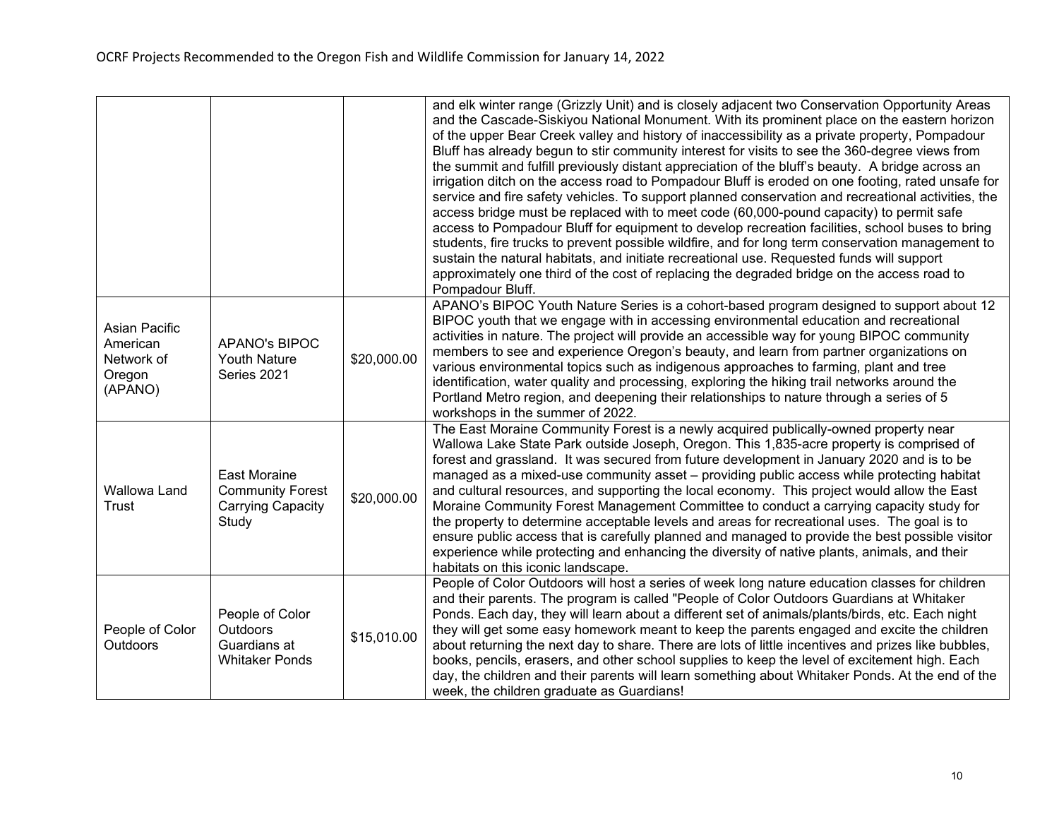| | | | |
|---|---|---|---|
| | | | and elk winter range (Grizzly Unit) and is closely adjacent two Conservation Opportunity Areas and the Cascade-Siskiyou National Monument. With its prominent place on the eastern horizon of the upper Bear Creek valley and history of inaccessibility as a private property, Pompadour Bluff has already begun to stir community interest for visits to see the 360-degree views from the summit and fulfill previously distant appreciation of the bluff's beauty. A bridge across an irrigation ditch on the access road to Pompadour Bluff is eroded on one footing, rated unsafe for service and fire safety vehicles. To support planned conservation and recreational activities, the access bridge must be replaced with to meet code (60,000-pound capacity) to permit safe access to Pompadour Bluff for equipment to develop recreation facilities, school buses to bring students, fire trucks to prevent possible wildfire, and for long term conservation management to sustain the natural habitats, and initiate recreational use. Requested funds will support approximately one third of the cost of replacing the degraded bridge on the access road to Pompadour Bluff. |
| Asian Pacific American Network of Oregon (APANO) | APANO's BIPOC Youth Nature Series 2021 | $20,000.00 | APANO's BIPOC Youth Nature Series is a cohort-based program designed to support about 12 BIPOC youth that we engage with in accessing environmental education and recreational activities in nature. The project will provide an accessible way for young BIPOC community members to see and experience Oregon's beauty, and learn from partner organizations on various environmental topics such as indigenous approaches to farming, plant and tree identification, water quality and processing, exploring the hiking trail networks around the Portland Metro region, and deepening their relationships to nature through a series of 5 workshops in the summer of 2022. |
| Wallowa Land Trust | East Moraine Community Forest Carrying Capacity Study | $20,000.00 | The East Moraine Community Forest is a newly acquired publically-owned property near Wallowa Lake State Park outside Joseph, Oregon. This 1,835-acre property is comprised of forest and grassland. It was secured from future development in January 2020 and is to be managed as a mixed-use community asset – providing public access while protecting habitat and cultural resources, and supporting the local economy. This project would allow the East Moraine Community Forest Management Committee to conduct a carrying capacity study for the property to determine acceptable levels and areas for recreational uses. The goal is to ensure public access that is carefully planned and managed to provide the best possible visitor experience while protecting and enhancing the diversity of native plants, animals, and their habitats on this iconic landscape. |
| People of Color Outdoors | People of Color Outdoors Guardians at Whitaker Ponds | $15,010.00 | People of Color Outdoors will host a series of week long nature education classes for children and their parents. The program is called "People of Color Outdoors Guardians at Whitaker Ponds. Each day, they will learn about a different set of animals/plants/birds, etc. Each night they will get some easy homework meant to keep the parents engaged and excite the children about returning the next day to share. There are lots of little incentives and prizes like bubbles, books, pencils, erasers, and other school supplies to keep the level of excitement high. Each day, the children and their parents will learn something about Whitaker Ponds. At the end of the week, the children graduate as Guardians! |